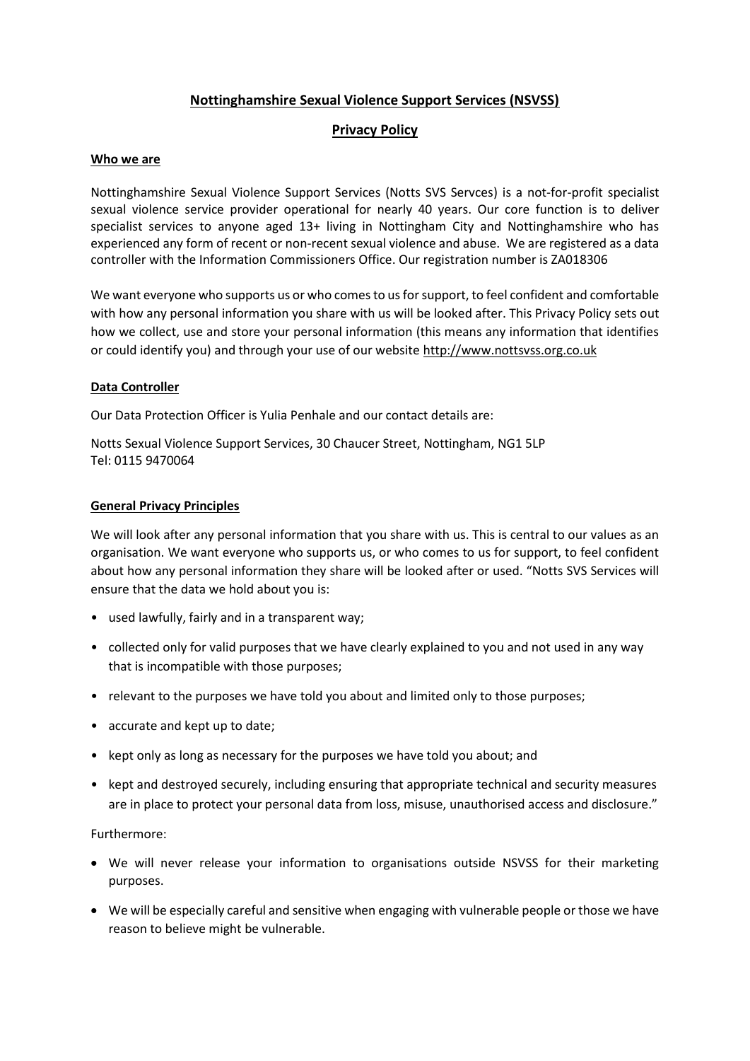# Nottinghamshire Sexual Violence Support Services (NSVSS)

## Privacy Policy

### Who we are

Nottinghamshire Sexual Violence Support Services (Notts SVS Servces) is a not-for-profit specialist sexual violence service provider operational for nearly 40 years. Our core function is to deliver specialist services to anyone aged 13+ living in Nottingham City and Nottinghamshire who has experienced any form of recent or non-recent sexual violence and abuse. We are registered as a data controller with the Information Commissioners Office. Our registration number is ZA018306

We want everyone who supports us or who comes to us for support, to feel confident and comfortable with how any personal information you share with us will be looked after. This Privacy Policy sets out how we collect, use and store your personal information (this means any information that identifies or could identify you) and through your use of our website http://www.nottsvss.org.co.uk

### Data Controller

Our Data Protection Officer is Yulia Penhale and our contact details are:

Notts Sexual Violence Support Services, 30 Chaucer Street, Nottingham, NG1 5LP
Tel: 0115 9470064

### General Privacy Principles

We will look after any personal information that you share with us. This is central to our values as an organisation. We want everyone who supports us, or who comes to us for support, to feel confident about how any personal information they share will be looked after or used. "Notts SVS Services will ensure that the data we hold about you is:

- used lawfully, fairly and in a transparent way;
- collected only for valid purposes that we have clearly explained to you and not used in any way that is incompatible with those purposes;
- relevant to the purposes we have told you about and limited only to those purposes;
- accurate and kept up to date;
- kept only as long as necessary for the purposes we have told you about; and
- kept and destroyed securely, including ensuring that appropriate technical and security measures are in place to protect your personal data from loss, misuse, unauthorised access and disclosure."

Furthermore:

- We will never release your information to organisations outside NSVSS for their marketing purposes.
- We will be especially careful and sensitive when engaging with vulnerable people or those we have reason to believe might be vulnerable.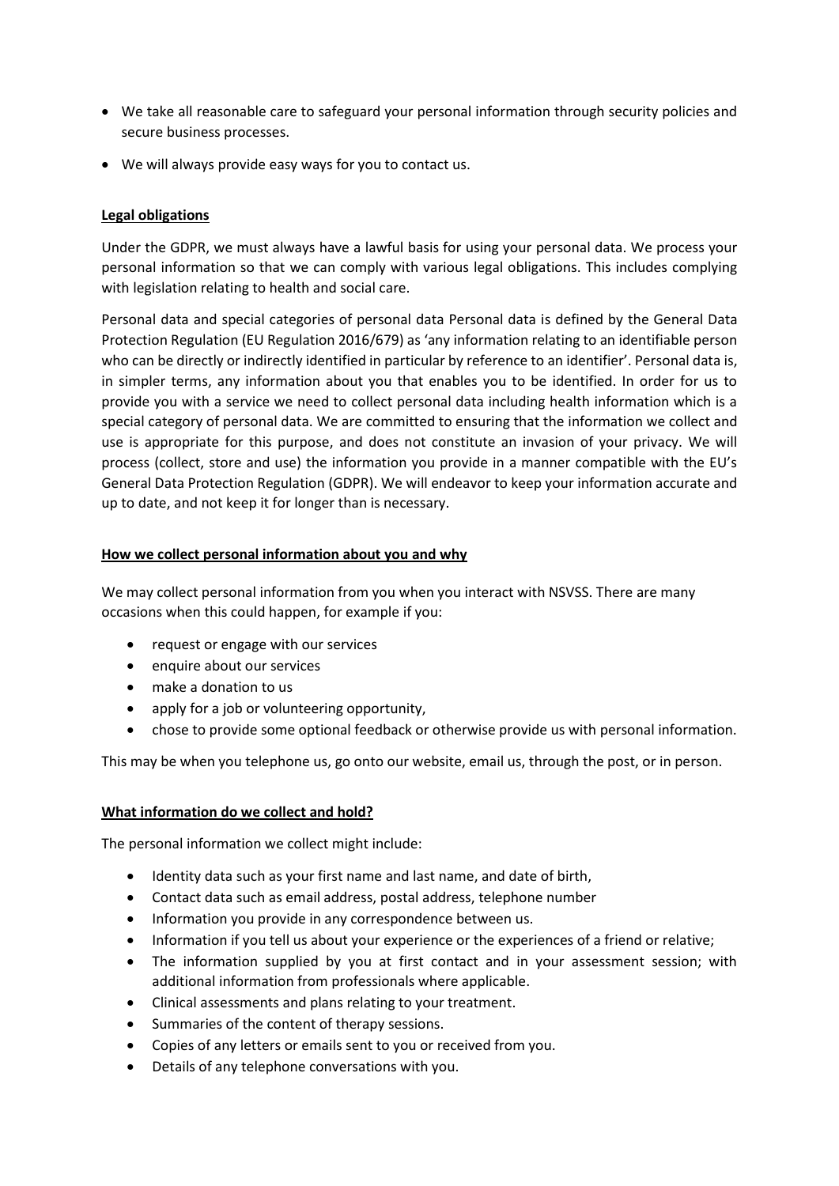- We take all reasonable care to safeguard your personal information through security policies and secure business processes.
- We will always provide easy ways for you to contact us.

**Legal obligations**

Under the GDPR, we must always have a lawful basis for using your personal data. We process your personal information so that we can comply with various legal obligations. This includes complying with legislation relating to health and social care.

Personal data and special categories of personal data Personal data is defined by the General Data Protection Regulation (EU Regulation 2016/679) as 'any information relating to an identifiable person who can be directly or indirectly identified in particular by reference to an identifier'. Personal data is, in simpler terms, any information about you that enables you to be identified. In order for us to provide you with a service we need to collect personal data including health information which is a special category of personal data. We are committed to ensuring that the information we collect and use is appropriate for this purpose, and does not constitute an invasion of your privacy. We will process (collect, store and use) the information you provide in a manner compatible with the EU's General Data Protection Regulation (GDPR). We will endeavor to keep your information accurate and up to date, and not keep it for longer than is necessary.

**How we collect personal information about you and why**

We may collect personal information from you when you interact with NSVSS. There are many occasions when this could happen, for example if you:

- request or engage with our services
- enquire about our services
- make a donation to us
- apply for a job or volunteering opportunity,
- chose to provide some optional feedback or otherwise provide us with personal information.

This may be when you telephone us, go onto our website, email us, through the post, or in person.

**What information do we collect and hold?**

The personal information we collect might include:

- Identity data such as your first name and last name, and date of birth,
- Contact data such as email address, postal address, telephone number
- Information you provide in any correspondence between us.
- Information if you tell us about your experience or the experiences of a friend or relative;
- The information supplied by you at first contact and in your assessment session; with additional information from professionals where applicable.
- Clinical assessments and plans relating to your treatment.
- Summaries of the content of therapy sessions.
- Copies of any letters or emails sent to you or received from you.
- Details of any telephone conversations with you.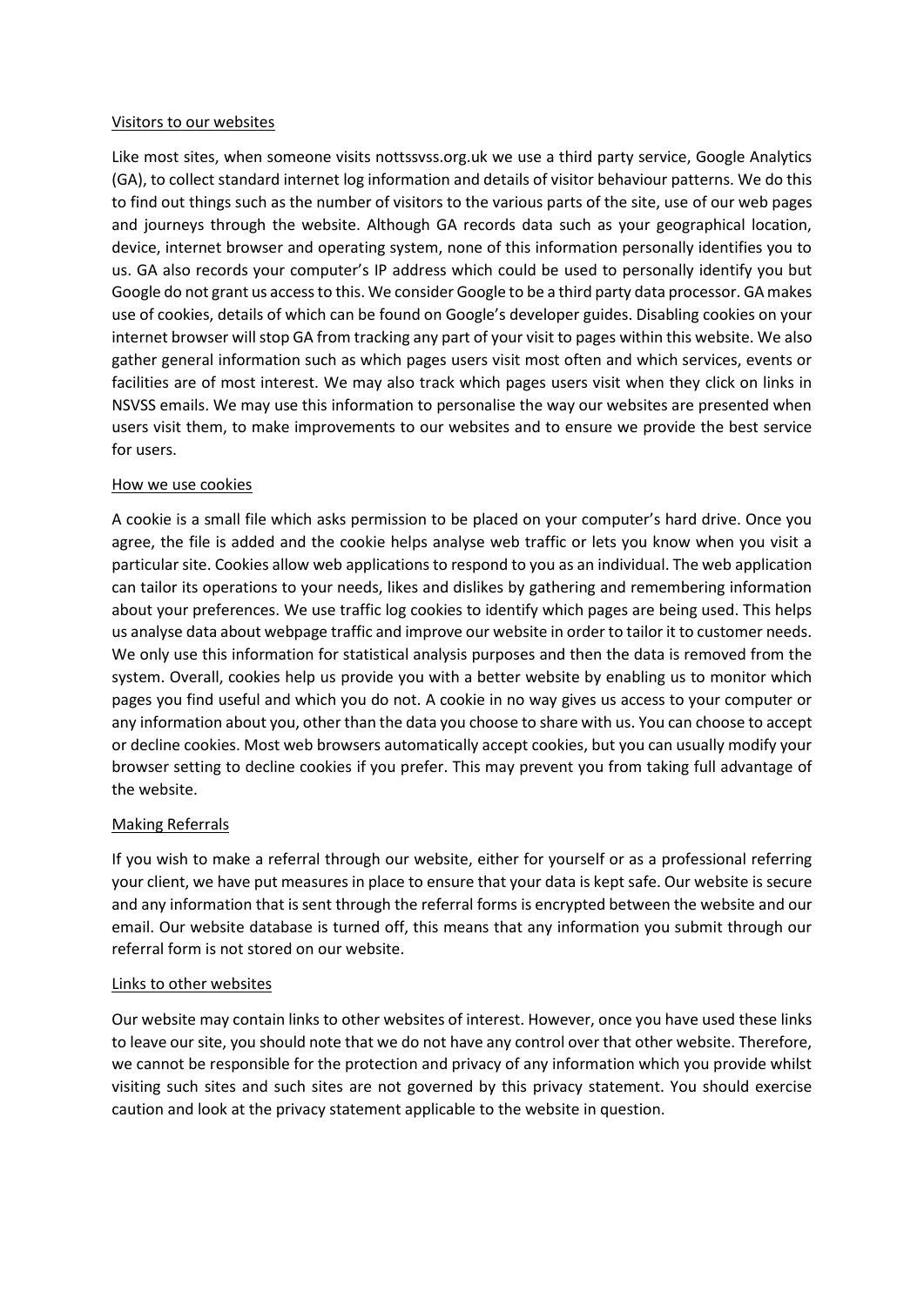## Visitors to our websites

Like most sites, when someone visits nottssvss.org.uk we use a third party service, Google Analytics (GA), to collect standard internet log information and details of visitor behaviour patterns. We do this to find out things such as the number of visitors to the various parts of the site, use of our web pages and journeys through the website. Although GA records data such as your geographical location, device, internet browser and operating system, none of this information personally identifies you to us. GA also records your computer's IP address which could be used to personally identify you but Google do not grant us access to this. We consider Google to be a third party data processor. GA makes use of cookies, details of which can be found on Google's developer guides. Disabling cookies on your internet browser will stop GA from tracking any part of your visit to pages within this website. We also gather general information such as which pages users visit most often and which services, events or facilities are of most interest. We may also track which pages users visit when they click on links in NSVSS emails. We may use this information to personalise the way our websites are presented when users visit them, to make improvements to our websites and to ensure we provide the best service for users.

## How we use cookies

A cookie is a small file which asks permission to be placed on your computer's hard drive. Once you agree, the file is added and the cookie helps analyse web traffic or lets you know when you visit a particular site. Cookies allow web applications to respond to you as an individual. The web application can tailor its operations to your needs, likes and dislikes by gathering and remembering information about your preferences. We use traffic log cookies to identify which pages are being used. This helps us analyse data about webpage traffic and improve our website in order to tailor it to customer needs. We only use this information for statistical analysis purposes and then the data is removed from the system. Overall, cookies help us provide you with a better website by enabling us to monitor which pages you find useful and which you do not. A cookie in no way gives us access to your computer or any information about you, other than the data you choose to share with us. You can choose to accept or decline cookies. Most web browsers automatically accept cookies, but you can usually modify your browser setting to decline cookies if you prefer. This may prevent you from taking full advantage of the website.

## Making Referrals

If you wish to make a referral through our website, either for yourself or as a professional referring your client, we have put measures in place to ensure that your data is kept safe. Our website is secure and any information that is sent through the referral forms is encrypted between the website and our email. Our website database is turned off, this means that any information you submit through our referral form is not stored on our website.

## Links to other websites

Our website may contain links to other websites of interest. However, once you have used these links to leave our site, you should note that we do not have any control over that other website. Therefore, we cannot be responsible for the protection and privacy of any information which you provide whilst visiting such sites and such sites are not governed by this privacy statement. You should exercise caution and look at the privacy statement applicable to the website in question.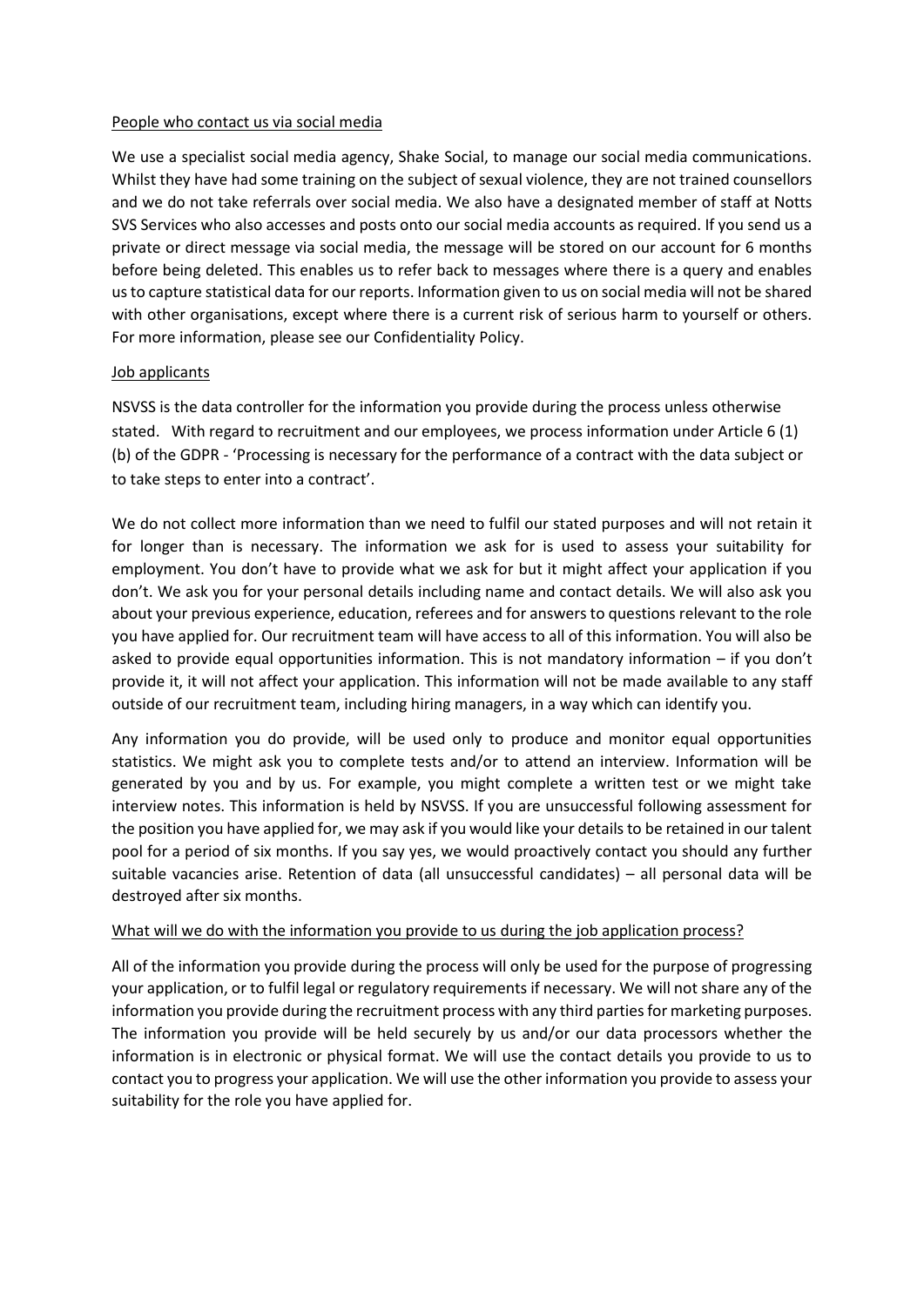<u>People who contact us via social media</u>

We use a specialist social media agency, Shake Social, to manage our social media communications. Whilst they have had some training on the subject of sexual violence, they are not trained counsellors and we do not take referrals over social media. We also have a designated member of staff at Notts SVS Services who also accesses and posts onto our social media accounts as required. If you send us a private or direct message via social media, the message will be stored on our account for 6 months before being deleted. This enables us to refer back to messages where there is a query and enables us to capture statistical data for our reports. Information given to us on social media will not be shared with other organisations, except where there is a current risk of serious harm to yourself or others. For more information, please see our Confidentiality Policy.

<u>Job applicants</u>

NSVSS is the data controller for the information you provide during the process unless otherwise stated. With regard to recruitment and our employees, we process information under Article 6 (1) (b) of the GDPR - 'Processing is necessary for the performance of a contract with the data subject or to take steps to enter into a contract'.

We do not collect more information than we need to fulfil our stated purposes and will not retain it for longer than is necessary. The information we ask for is used to assess your suitability for employment. You don't have to provide what we ask for but it might affect your application if you don't. We ask you for your personal details including name and contact details. We will also ask you about your previous experience, education, referees and for answers to questions relevant to the role you have applied for. Our recruitment team will have access to all of this information. You will also be asked to provide equal opportunities information. This is not mandatory information – if you don't provide it, it will not affect your application. This information will not be made available to any staff outside of our recruitment team, including hiring managers, in a way which can identify you.

Any information you do provide, will be used only to produce and monitor equal opportunities statistics. We might ask you to complete tests and/or to attend an interview. Information will be generated by you and by us. For example, you might complete a written test or we might take interview notes. This information is held by NSVSS. If you are unsuccessful following assessment for the position you have applied for, we may ask if you would like your details to be retained in our talent pool for a period of six months. If you say yes, we would proactively contact you should any further suitable vacancies arise. Retention of data (all unsuccessful candidates) – all personal data will be destroyed after six months.

<u>What will we do with the information you provide to us during the job application process?</u>

All of the information you provide during the process will only be used for the purpose of progressing your application, or to fulfil legal or regulatory requirements if necessary. We will not share any of the information you provide during the recruitment process with any third parties for marketing purposes. The information you provide will be held securely by us and/or our data processors whether the information is in electronic or physical format. We will use the contact details you provide to us to contact you to progress your application. We will use the other information you provide to assess your suitability for the role you have applied for.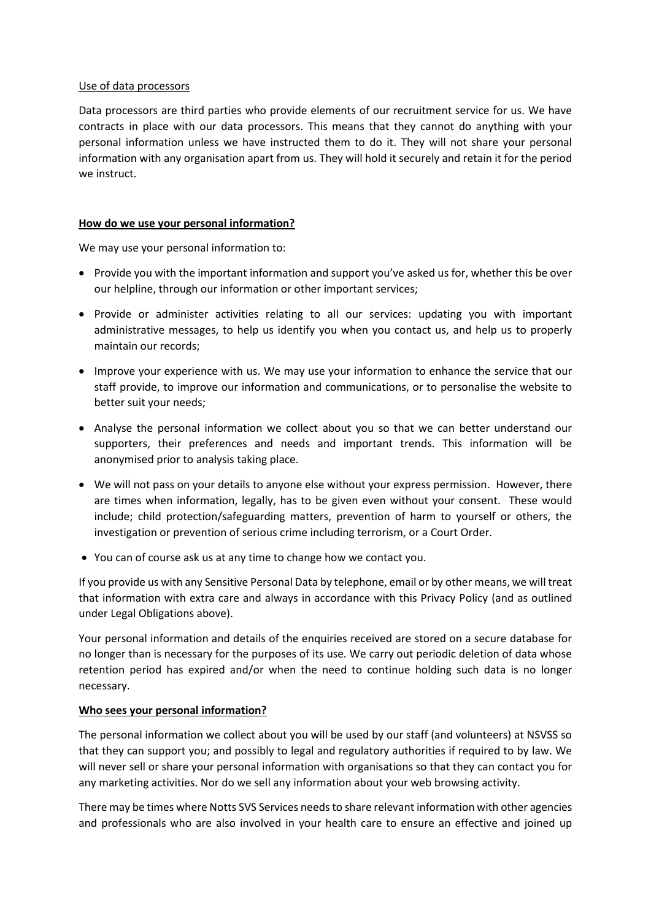Use of data processors

Data processors are third parties who provide elements of our recruitment service for us. We have contracts in place with our data processors. This means that they cannot do anything with your personal information unless we have instructed them to do it. They will not share your personal information with any organisation apart from us. They will hold it securely and retain it for the period we instruct.

**How do we use your personal information?**

We may use your personal information to:

- Provide you with the important information and support you've asked us for, whether this be over our helpline, through our information or other important services;
- Provide or administer activities relating to all our services: updating you with important administrative messages, to help us identify you when you contact us, and help us to properly maintain our records;
- Improve your experience with us. We may use your information to enhance the service that our staff provide, to improve our information and communications, or to personalise the website to better suit your needs;
- Analyse the personal information we collect about you so that we can better understand our supporters, their preferences and needs and important trends. This information will be anonymised prior to analysis taking place.
- We will not pass on your details to anyone else without your express permission. However, there are times when information, legally, has to be given even without your consent. These would include; child protection/safeguarding matters, prevention of harm to yourself or others, the investigation or prevention of serious crime including terrorism, or a Court Order.
- You can of course ask us at any time to change how we contact you.

If you provide us with any Sensitive Personal Data by telephone, email or by other means, we will treat that information with extra care and always in accordance with this Privacy Policy (and as outlined under Legal Obligations above).

Your personal information and details of the enquiries received are stored on a secure database for no longer than is necessary for the purposes of its use. We carry out periodic deletion of data whose retention period has expired and/or when the need to continue holding such data is no longer necessary.

**Who sees your personal information?**

The personal information we collect about you will be used by our staff (and volunteers) at NSVSS so that they can support you; and possibly to legal and regulatory authorities if required to by law. We will never sell or share your personal information with organisations so that they can contact you for any marketing activities. Nor do we sell any information about your web browsing activity.

There may be times where Notts SVS Services needs to share relevant information with other agencies and professionals who are also involved in your health care to ensure an effective and joined up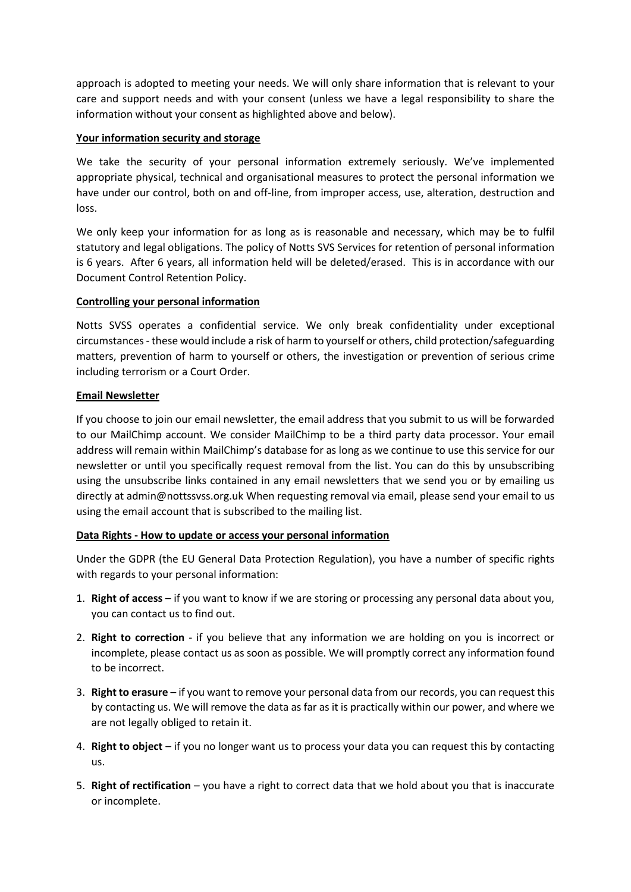approach is adopted to meeting your needs. We will only share information that is relevant to your care and support needs and with your consent (unless we have a legal responsibility to share the information without your consent as highlighted above and below).

**Your information security and storage**

We take the security of your personal information extremely seriously. We've implemented appropriate physical, technical and organisational measures to protect the personal information we have under our control, both on and off-line, from improper access, use, alteration, destruction and loss.

We only keep your information for as long as is reasonable and necessary, which may be to fulfil statutory and legal obligations. The policy of Notts SVS Services for retention of personal information is 6 years. After 6 years, all information held will be deleted/erased. This is in accordance with our Document Control Retention Policy.

**Controlling your personal information**

Notts SVSS operates a confidential service. We only break confidentiality under exceptional circumstances - these would include a risk of harm to yourself or others, child protection/safeguarding matters, prevention of harm to yourself or others, the investigation or prevention of serious crime including terrorism or a Court Order.

**Email Newsletter**

If you choose to join our email newsletter, the email address that you submit to us will be forwarded to our MailChimp account. We consider MailChimp to be a third party data processor. Your email address will remain within MailChimp's database for as long as we continue to use this service for our newsletter or until you specifically request removal from the list. You can do this by unsubscribing using the unsubscribe links contained in any email newsletters that we send you or by emailing us directly at admin@nottssvss.org.uk When requesting removal via email, please send your email to us using the email account that is subscribed to the mailing list.

**Data Rights - How to update or access your personal information**

Under the GDPR (the EU General Data Protection Regulation), you have a number of specific rights with regards to your personal information:

1. **Right of access** – if you want to know if we are storing or processing any personal data about you, you can contact us to find out.
2. **Right to correction** - if you believe that any information we are holding on you is incorrect or incomplete, please contact us as soon as possible. We will promptly correct any information found to be incorrect.
3. **Right to erasure** – if you want to remove your personal data from our records, you can request this by contacting us. We will remove the data as far as it is practically within our power, and where we are not legally obliged to retain it.
4. **Right to object** – if you no longer want us to process your data you can request this by contacting us.
5. **Right of rectification** – you have a right to correct data that we hold about you that is inaccurate or incomplete.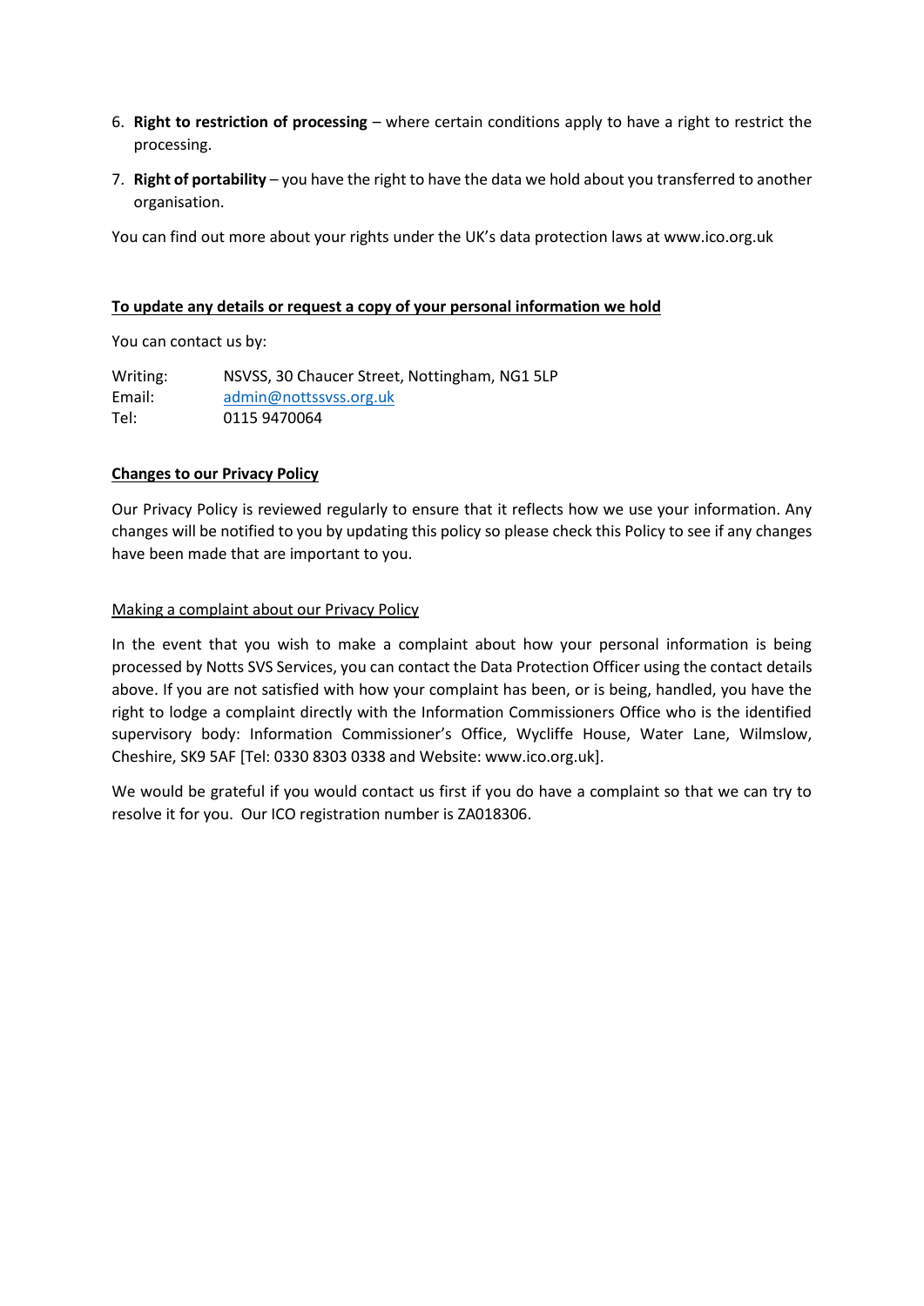6. **Right to restriction of processing** – where certain conditions apply to have a right to restrict the processing.
7. **Right of portability** – you have the right to have the data we hold about you transferred to another organisation.

You can find out more about your rights under the UK's data protection laws at www.ico.org.uk

**To update any details or request a copy of your personal information we hold**

You can contact us by:

| | |
|---|---|
| Writing: | NSVSS, 30 Chaucer Street, Nottingham, NG1 5LP |
| Email: | admin@nottssvss.org.uk |
| Tel: | 0115 9470064 |

**Changes to our Privacy Policy**

Our Privacy Policy is reviewed regularly to ensure that it reflects how we use your information. Any changes will be notified to you by updating this policy so please check this Policy to see if any changes have been made that are important to you.

Making a complaint about our Privacy Policy

In the event that you wish to make a complaint about how your personal information is being processed by Notts SVS Services, you can contact the Data Protection Officer using the contact details above. If you are not satisfied with how your complaint has been, or is being, handled, you have the right to lodge a complaint directly with the Information Commissioners Office who is the identified supervisory body: Information Commissioner's Office, Wycliffe House, Water Lane, Wilmslow, Cheshire, SK9 5AF [Tel: 0330 8303 0338 and Website: www.ico.org.uk].

We would be grateful if you would contact us first if you do have a complaint so that we can try to resolve it for you. Our ICO registration number is ZA018306.